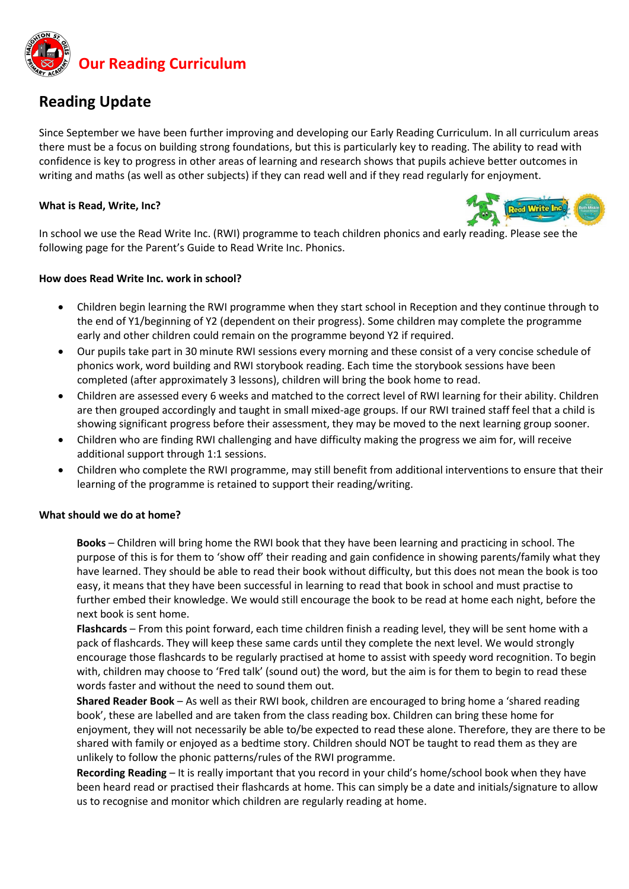# Our Reading Curriculum

## Reading Update

Since September we have been further improving and developing our Early Reading Curriculum. In all curriculum areas there must be a focus on building strong foundations, but this is particularly key to reading. The ability to read with confidence is key to progress in other areas of learning and research shows that pupils achieve better outcomes in writing and maths (as well as other subjects) if they can read well and if they read regularly for enjoyment.

**What is Read, Write, Inc?**

In school we use the Read Write Inc. (RWI) programme to teach children phonics and early reading. Please see the following page for the Parent's Guide to Read Write Inc. Phonics.

**How does Read Write Inc. work in school?**

- Children begin learning the RWI programme when they start school in Reception and they continue through to the end of Y1/beginning of Y2 (dependent on their progress). Some children may complete the programme early and other children could remain on the programme beyond Y2 if required.
- Our pupils take part in 30 minute RWI sessions every morning and these consist of a very concise schedule of phonics work, word building and RWI storybook reading. Each time the storybook sessions have been completed (after approximately 3 lessons), children will bring the book home to read.
- Children are assessed every 6 weeks and matched to the correct level of RWI learning for their ability. Children are then grouped accordingly and taught in small mixed-age groups. If our RWI trained staff feel that a child is showing significant progress before their assessment, they may be moved to the next learning group sooner.
- Children who are finding RWI challenging and have difficulty making the progress we aim for, will receive additional support through 1:1 sessions.
- Children who complete the RWI programme, may still benefit from additional interventions to ensure that their learning of the programme is retained to support their reading/writing.

**What should we do at home?**

**Books** – Children will bring home the RWI book that they have been learning and practicing in school. The purpose of this is for them to 'show off' their reading and gain confidence in showing parents/family what they have learned. They should be able to read their book without difficulty, but this does not mean the book is too easy, it means that they have been successful in learning to read that book in school and must practise to further embed their knowledge. We would still encourage the book to be read at home each night, before the next book is sent home.

**Flashcards** – From this point forward, each time children finish a reading level, they will be sent home with a pack of flashcards. They will keep these same cards until they complete the next level. We would strongly encourage those flashcards to be regularly practised at home to assist with speedy word recognition. To begin with, children may choose to 'Fred talk' (sound out) the word, but the aim is for them to begin to read these words faster and without the need to sound them out.

**Shared Reader Book** – As well as their RWI book, children are encouraged to bring home a 'shared reading book', these are labelled and are taken from the class reading box. Children can bring these home for enjoyment, they will not necessarily be able to/be expected to read these alone. Therefore, they are there to be shared with family or enjoyed as a bedtime story. Children should NOT be taught to read them as they are unlikely to follow the phonic patterns/rules of the RWI programme.

**Recording Reading** – It is really important that you record in your child's home/school book when they have been heard read or practised their flashcards at home. This can simply be a date and initials/signature to allow us to recognise and monitor which children are regularly reading at home.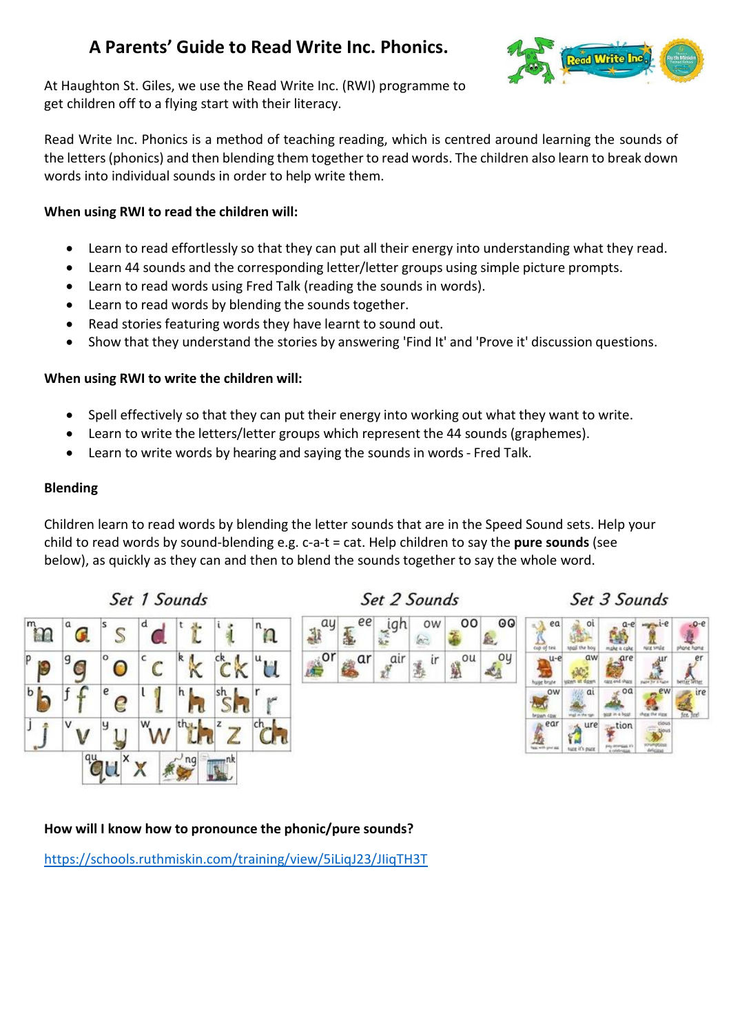# A Parents' Guide to Read Write Inc. Phonics.

At Haughton St. Giles, we use the Read Write Inc. (RWI) programme to get children off to a flying start with their literacy.

Read Write Inc. Phonics is a method of teaching reading, which is centred around learning the sounds of the letters (phonics) and then blending them together to read words. The children also learn to break down words into individual sounds in order to help write them.

**When using RWI to read the children will:**

- Learn to read effortlessly so that they can put all their energy into understanding what they read.
- Learn 44 sounds and the corresponding letter/letter groups using simple picture prompts.
- Learn to read words using Fred Talk (reading the sounds in words).
- Learn to read words by blending the sounds together.
- Read stories featuring words they have learnt to sound out.
- Show that they understand the stories by answering 'Find It' and 'Prove it' discussion questions.

**When using RWI to write the children will:**

- Spell effectively so that they can put their energy into working out what they want to write.
- Learn to write the letters/letter groups which represent the 44 sounds (graphemes).
- Learn to write words by hearing and saying the sounds in words - Fred Talk.

**Blending**

Children learn to read words by blending the letter sounds that are in the Speed Sound sets. Help your child to read words by sound-blending e.g. c-a-t = cat. Help children to say the **pure sounds** (see below), as quickly as they can and then to blend the sounds together to say the whole word.

*Set 1 Sounds*

| | | | | | | |
|---|---|---|---|---|---|---|
| m | a | s | d | t | i | n |
| p | g | o | c | k | ck | u |
| b | f | e | l | h | sh | r |
| j | v | y | w | th | z | ch |
| qu | x | ng | nk | | | |

*Set 2 Sounds*

| | | | | | |
|---|---|---|---|---|---|
| ay | ee | igh | ow | oo | oo |
| or | ar | air | ir | ou | oy |

*Set 3 Sounds*

| | | | | |
|---|---|---|---|---|
| ea | oi | a-e | i-e | o-e |
| u-e | aw | are | ur | er |
| ow | ai | oa | ew | ire |
| ear | ure | tion | cious tious | |

**How will I know how to pronounce the phonic/pure sounds?**

https://schools.ruthmiskin.com/training/view/5iLiqJ23/JliqTH3T